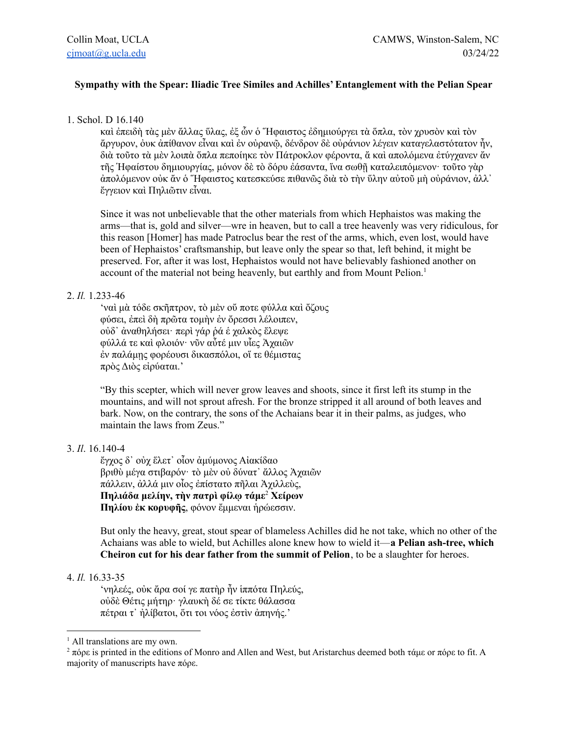Collin Moat, UCLA
cjmoat@g.ucla.edu

CAMWS, Winston-Salem, NC
03/24/22

**Sympathy with the Spear: Iliadic Tree Similes and Achilles' Entanglement with the Pelian Spear**

1. Schol. D 16.140

   καὶ ἐπειδὴ τὰς μὲν ἄλλας ὕλας, ἐξ ὧν ὁ Ἥφαιστος ἐδημιούργει τὰ ὅπλα, τὸν χρυσὸν καὶ τὸν ἄργυρον, οὐκ ἀπίθανον εἶναι καὶ ἐν οὐρανῷ, δένδρον δὲ οὐράνιον λέγειν καταγελαστότατον ἦν, διὰ τοῦτο τὰ μὲν λοιπὰ ὅπλα πεποίηκε τὸν Πάτροκλον φέροντα, ἃ καὶ απολόμενα ἐτύγχανεν ἄν τῆς Ἡφαίστου δημιουργίας, μόνον δὲ τὸ δόρυ ἐάσαντα, ἵνα σωθῇ καταλειπόμενον· τοῦτο γὰρ ἀπολόμενον οὐκ ἄν ὁ Ἥφαιστος κατεσκεύσε πιθανῶς διὰ τὸ τὴν ὕλην αὐτοῦ μὴ οὐράνιον, ἀλλ᾽ ἔγγειον καὶ Πηλιῶτιν εἶναι.

   Since it was not unbelievable that the other materials from which Hephaistos was making the arms—that is, gold and silver—wre in heaven, but to call a tree heavenly was very ridiculous, for this reason [Homer] has made Patroclus bear the rest of the arms, which, even lost, would have been of Hephaistos' craftsmanship, but leave only the spear so that, left behind, it might be preserved. For, after it was lost, Hephaistos would not have believably fashioned another on account of the material not being heavenly, but earthly and from Mount Pelion.[1]

2. *Il.* 1.233-46

   'ναὶ μὰ τόδε σκῆπτρον, τὸ μὲν οὔ ποτε φύλλα καὶ ὄζους
   φύσει, ἐπεὶ δὴ πρῶτα τομὴν ἐν ὄρεσσι λέλοιπεν,
   οὐδ᾽ ἀναθηλήσει· περὶ γάρ ῥά ἑ χαλκὸς ἔλεψε
   φύλλά τε καὶ φλοιόν· νῦν αὖτέ μιν υἷες Ἀχαιῶν
   ἐν παλάμῃς φορέουσι δικασπόλοι, οἵ τε θέμιστας
   πρὸς Διὸς εἰρύαται.'

   "By this scepter, which will never grow leaves and shoots, since it first left its stump in the mountains, and will not sprout afresh. For the bronze stripped it all around of both leaves and bark. Now, on the contrary, the sons of the Achaians bear it in their palms, as judges, who maintain the laws from Zeus."

3. *Il.* 16.140-4

   ἔγχος δ᾽ οὐχ ἕλετ᾽ οἶον ἀμύμονος Αἰακίδαο
   βριθὺ μέγα στιβαρόν· τὸ μὲν οὐ δύνατ᾽ ἄλλος Ἀχαιῶν
   πάλλειν, ἀλλά μιν οἶος ἐπίστατο πῆλαι Ἀχιλλεὺς,
   **Πηλιάδα μελίην, τὴν πατρὶ φίλῳ τάμε**[2] **Χείρων**
   **Πηλίου ἐκ κορυφῆς**, φόνον ἔμμεναι ἡρώεσσιν.

   But only the heavy, great, stout spear of blameless Achilles did he not take, which no other of the Achaians was able to wield, but Achilles alone knew how to wield it—**a Pelian ash-tree, which Cheiron cut for his dear father from the summit of Pelion**, to be a slaughter for heroes.

4. *Il.* 16.33-35

   'νηλεές, οὐκ ἄρα σοί γε πατὴρ ἦν ἱππότα Πηλεύς,
   οὐδὲ Θέτις μήτηρ· γλαυκὴ δέ σε τίκτε θάλασσα
   πέτραι τ᾽ ἠλίβατοι, ὅτι τοι νόος ἐστὶν ἀπηνής.'

---

[1] All translations are my own.

[2] πόρε is printed in the editions of Monro and Allen and West, but Aristarchus deemed both τάμε or πόρε to fit. A majority of manuscripts have πόρε.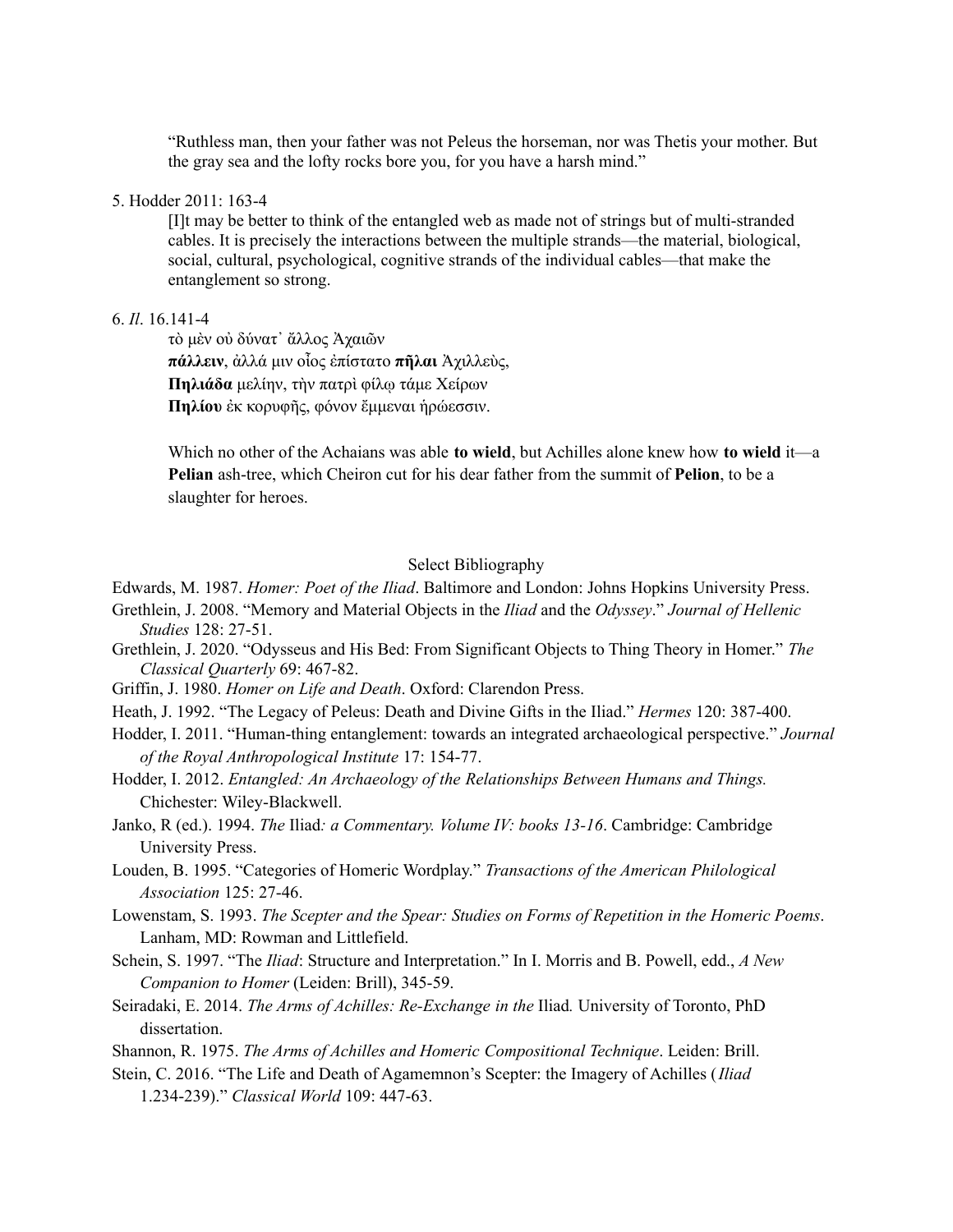> “Ruthless man, then your father was not Peleus the horseman, nor was Thetis your mother. But the gray sea and the lofty rocks bore you, for you have a harsh mind.”

5. Hodder 2011: 163-4

> [I]t may be better to think of the entangled web as made not of strings but of multi-stranded cables. It is precisely the interactions between the multiple strands—the material, biological, social, cultural, psychological, cognitive strands of the individual cables—that make the entanglement so strong.

6. *Il*. 16.141-4

> τὸ μὲν οὐ δύνατ᾽ ἄλλος Ἀχαιῶν
> **πάλλειν**, ἀλλά μιν οἶος ἐπίστατο **πῆλαι** Ἀχιλλεὺς,
> **Πηλιάδα** μελίην, τὴν πατρὶ φίλῳ τάμε Χείρων
> **Πηλίου** ἐκ κορυφῆς, φόνον ἔμμεναι ἡρώεσσιν.
>
> Which no other of the Achaians was able **to wield**, but Achilles alone knew how **to wield** it—a **Pelian** ash-tree, which Cheiron cut for his dear father from the summit of **Pelion**, to be a slaughter for heroes.

## Select Bibliography

Edwards, M. 1987. *Homer: Poet of the Iliad*. Baltimore and London: Johns Hopkins University Press.

Grethlein, J. 2008. “Memory and Material Objects in the *Iliad* and the *Odyssey*.” *Journal of Hellenic Studies* 128: 27-51.

Grethlein, J. 2020. “Odysseus and His Bed: From Significant Objects to Thing Theory in Homer.” *The Classical Quarterly* 69: 467-82.

Griffin, J. 1980. *Homer on Life and Death*. Oxford: Clarendon Press.

Heath, J. 1992. “The Legacy of Peleus: Death and Divine Gifts in the Iliad.” *Hermes* 120: 387-400.

Hodder, I. 2011. “Human-thing entanglement: towards an integrated archaeological perspective.” *Journal of the Royal Anthropological Institute* 17: 154-77.

Hodder, I. 2012. *Entangled: An Archaeology of the Relationships Between Humans and Things.* Chichester: Wiley-Blackwell.

Janko, R (ed.). 1994. *The* Iliad*: a Commentary. Volume IV: books 13-16*. Cambridge: Cambridge University Press.

Louden, B. 1995. “Categories of Homeric Wordplay.” *Transactions of the American Philological Association* 125: 27-46.

Lowenstam, S. 1993. *The Scepter and the Spear: Studies on Forms of Repetition in the Homeric Poems*. Lanham, MD: Rowman and Littlefield.

Schein, S. 1997. “The *Iliad*: Structure and Interpretation.” In I. Morris and B. Powell, edd., *A New Companion to Homer* (Leiden: Brill), 345-59.

Seiradaki, E. 2014. *The Arms of Achilles: Re-Exchange in the* Iliad*.* University of Toronto, PhD dissertation.

Shannon, R. 1975. *The Arms of Achilles and Homeric Compositional Technique*. Leiden: Brill.

Stein, C. 2016. “The Life and Death of Agamemnon’s Scepter: the Imagery of Achilles (*Iliad* 1.234-239).” *Classical World* 109: 447-63.